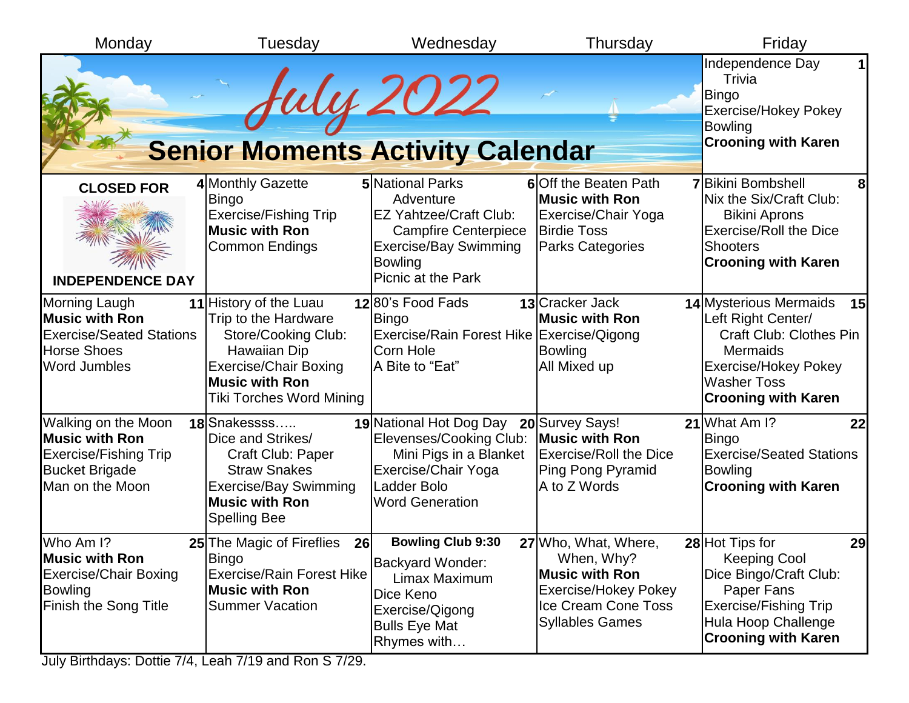# July 2022

## Senior Moments Activity Calendar

| Monday | Tuesday | Wednesday | Thursday | Friday |
|---|---|---|---|---|
| | | | | **1** Independence Day Trivia<br>Bingo<br>Exercise/Hokey Pokey<br>Bowling<br>**Crooning with Karen** |
| **4** **CLOSED FOR INDEPENDENCE DAY** | **5** Monthly Gazette<br>Bingo<br>Exercise/Fishing Trip<br>**Music with Ron**<br>Common Endings | **6** National Parks Adventure<br>EZ Yahtzee/Craft Club: Campfire Centerpiece<br>Exercise/Bay Swimming<br>Bowling<br>Picnic at the Park | **7** Off the Beaten Path<br>**Music with Ron**<br>Exercise/Chair Yoga<br>Birdie Toss<br>Parks Categories | **8** Bikini Bombshell<br>Nix the Six/Craft Club: Bikini Aprons<br>Exercise/Roll the Dice<br>Shooters<br>**Crooning with Karen** |
| **11** Morning Laugh<br>**Music with Ron**<br>Exercise/Seated Stations<br>Horse Shoes<br>Word Jumbles | **12** History of the Luau<br>Trip to the Hardware Store/Cooking Club: Hawaiian Dip<br>Exercise/Chair Boxing<br>**Music with Ron**<br>Tiki Torches Word Mining | **13** 80's Food Fads<br>Bingo<br>Exercise/Rain Forest Hike<br>Corn Hole<br>A Bite to "Eat" | **14** Cracker Jack<br>**Music with Ron**<br>Exercise/Qigong<br>Bowling<br>All Mixed up | **15** Mysterious Mermaids<br>Left Right Center/ Craft Club: Clothes Pin Mermaids<br>Exercise/Hokey Pokey<br>Washer Toss<br>**Crooning with Karen** |
| **18** Walking on the Moon<br>**Music with Ron**<br>Exercise/Fishing Trip<br>Bucket Brigade<br>Man on the Moon | **19** Snakessss…..<br>Dice and Strikes/ Craft Club: Paper Straw Snakes<br>Exercise/Bay Swimming<br>**Music with Ron**<br>Spelling Bee | **20** National Hot Dog Day<br>Elevenses/Cooking Club: Mini Pigs in a Blanket<br>Exercise/Chair Yoga<br>Ladder Bolo<br>Word Generation | **21** Survey Says!<br>**Music with Ron**<br>Exercise/Roll the Dice<br>Ping Pong Pyramid<br>A to Z Words | **22** What Am I?<br>Bingo<br>Exercise/Seated Stations<br>Bowling<br>**Crooning with Karen** |
| **25** Who Am I?<br>**Music with Ron**<br>Exercise/Chair Boxing<br>Bowling<br>Finish the Song Title | **26** The Magic of Fireflies<br>Bingo<br>Exercise/Rain Forest Hike<br>**Music with Ron**<br>Summer Vacation | **27** **Bowling Club 9:30**<br>Backyard Wonder: Limax Maximum<br>Dice Keno<br>Exercise/Qigong<br>Bulls Eye Mat<br>Rhymes with… | **28** Who, What, Where, When, Why?<br>**Music with Ron**<br>Exercise/Hokey Pokey<br>Ice Cream Cone Toss<br>Syllables Games | **29** Hot Tips for Keeping Cool<br>Dice Bingo/Craft Club: Paper Fans<br>Exercise/Fishing Trip<br>Hula Hoop Challenge<br>**Crooning with Karen** |

July Birthdays: Dottie 7/4, Leah 7/19 and Ron S 7/29.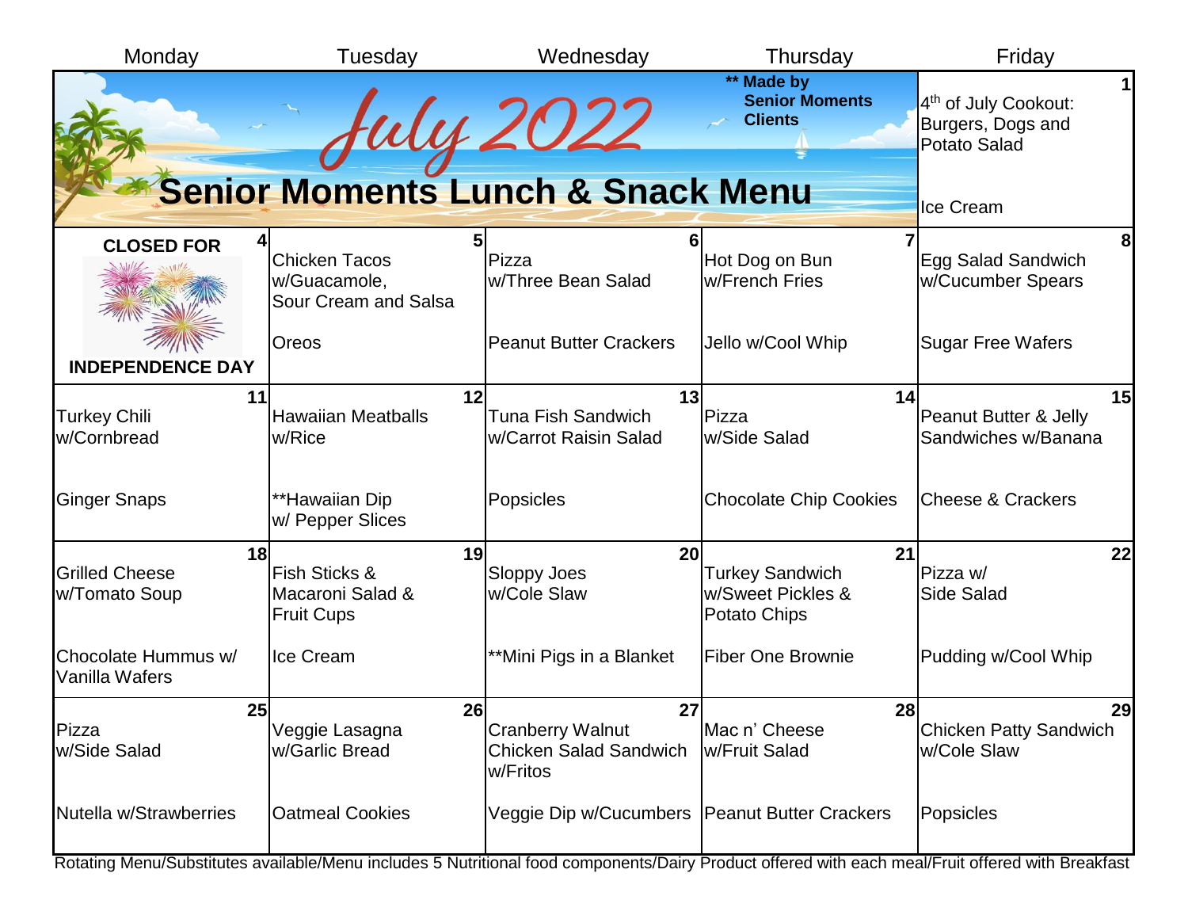# July 2022

## Senior Moments Lunch & Snack Menu

** Made by Senior Moments Clients

| Monday | Tuesday | Wednesday | Thursday | Friday |
|---|---|---|---|---|
| | | | | 1<br>4th of July Cookout: Burgers, Dogs and Potato Salad<br><br>Ice Cream |
| 4<br>CLOSED FOR INDEPENDENCE DAY | 5<br>Chicken Tacos w/Guacamole, Sour Cream and Salsa<br><br>Oreos | 6<br>Pizza w/Three Bean Salad<br><br>Peanut Butter Crackers | 7<br>Hot Dog on Bun w/French Fries<br><br>Jello w/Cool Whip | 8<br>Egg Salad Sandwich w/Cucumber Spears<br><br>Sugar Free Wafers |
| 11<br>Turkey Chili w/Cornbread<br><br>Ginger Snaps | 12<br>Hawaiian Meatballs w/Rice<br><br>**Hawaiian Dip w/ Pepper Slices | 13<br>Tuna Fish Sandwich w/Carrot Raisin Salad<br><br>Popsicles | 14<br>Pizza w/Side Salad<br><br>Chocolate Chip Cookies | 15<br>Peanut Butter & Jelly Sandwiches w/Banana<br><br>Cheese & Crackers |
| 18<br>Grilled Cheese w/Tomato Soup<br><br>Chocolate Hummus w/ Vanilla Wafers | 19<br>Fish Sticks & Macaroni Salad & Fruit Cups<br><br>Ice Cream | 20<br>Sloppy Joes w/Cole Slaw<br><br>**Mini Pigs in a Blanket | 21<br>Turkey Sandwich w/Sweet Pickles & Potato Chips<br><br>Fiber One Brownie | 22<br>Pizza w/ Side Salad<br><br>Pudding w/Cool Whip |
| 25<br>Pizza w/Side Salad<br><br>Nutella w/Strawberries | 26<br>Veggie Lasagna w/Garlic Bread<br><br>Oatmeal Cookies | 27<br>Cranberry Walnut Chicken Salad Sandwich w/Fritos<br><br>Veggie Dip w/Cucumbers | 28<br>Mac n' Cheese w/Fruit Salad<br><br>Peanut Butter Crackers | 29<br>Chicken Patty Sandwich w/Cole Slaw<br><br>Popsicles |

Rotating Menu/Substitutes available/Menu includes 5 Nutritional food components/Dairy Product offered with each meal/Fruit offered with Breakfast